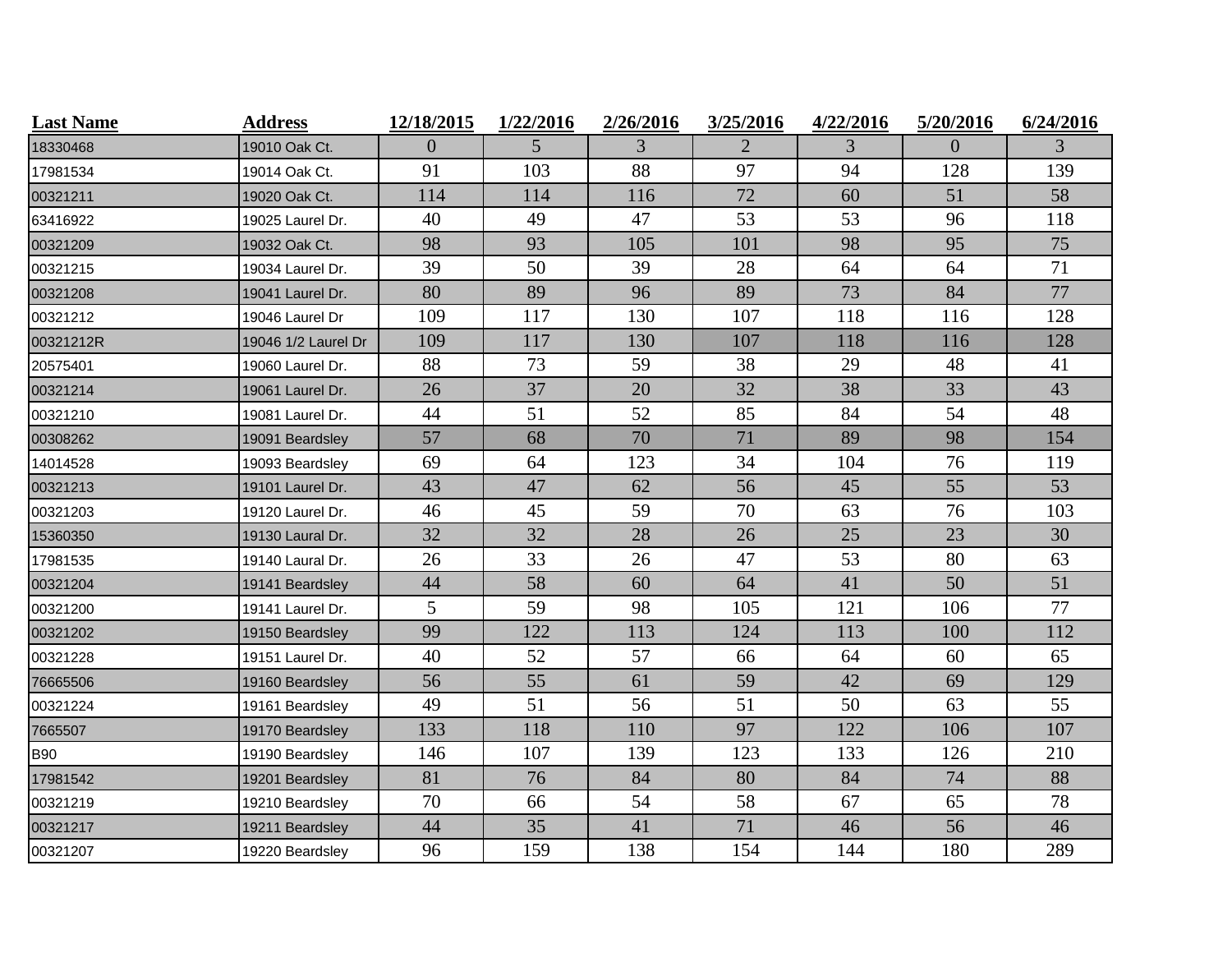| Last Name | Address | 12/18/2015 | 1/22/2016 | 2/26/2016 | 3/25/2016 | 4/22/2016 | 5/20/2016 | 6/24/2016 |
|---|---|---|---|---|---|---|---|---|
| 18330468 | 19010 Oak Ct. | 0 | 5 | 3 | 2 | 3 | 0 | 3 |
| 17981534 | 19014 Oak Ct. | 91 | 103 | 88 | 97 | 94 | 128 | 139 |
| 00321211 | 19020 Oak Ct. | 114 | 114 | 116 | 72 | 60 | 51 | 58 |
| 63416922 | 19025 Laurel Dr. | 40 | 49 | 47 | 53 | 53 | 96 | 118 |
| 00321209 | 19032 Oak Ct. | 98 | 93 | 105 | 101 | 98 | 95 | 75 |
| 00321215 | 19034 Laurel Dr. | 39 | 50 | 39 | 28 | 64 | 64 | 71 |
| 00321208 | 19041 Laurel Dr. | 80 | 89 | 96 | 89 | 73 | 84 | 77 |
| 00321212 | 19046 Laurel Dr | 109 | 117 | 130 | 107 | 118 | 116 | 128 |
| 00321212R | 19046 1/2 Laurel Dr | 109 | 117 | 130 | 107 | 118 | 116 | 128 |
| 20575401 | 19060 Laurel Dr. | 88 | 73 | 59 | 38 | 29 | 48 | 41 |
| 00321214 | 19061 Laurel Dr. | 26 | 37 | 20 | 32 | 38 | 33 | 43 |
| 00321210 | 19081 Laurel Dr. | 44 | 51 | 52 | 85 | 84 | 54 | 48 |
| 00308262 | 19091 Beardsley | 57 | 68 | 70 | 71 | 89 | 98 | 154 |
| 14014528 | 19093 Beardsley | 69 | 64 | 123 | 34 | 104 | 76 | 119 |
| 00321213 | 19101 Laurel Dr. | 43 | 47 | 62 | 56 | 45 | 55 | 53 |
| 00321203 | 19120 Laurel Dr. | 46 | 45 | 59 | 70 | 63 | 76 | 103 |
| 15360350 | 19130 Laural Dr. | 32 | 32 | 28 | 26 | 25 | 23 | 30 |
| 17981535 | 19140 Laural Dr. | 26 | 33 | 26 | 47 | 53 | 80 | 63 |
| 00321204 | 19141 Beardsley | 44 | 58 | 60 | 64 | 41 | 50 | 51 |
| 00321200 | 19141 Laurel Dr. | 5 | 59 | 98 | 105 | 121 | 106 | 77 |
| 00321202 | 19150 Beardsley | 99 | 122 | 113 | 124 | 113 | 100 | 112 |
| 00321228 | 19151 Laurel Dr. | 40 | 52 | 57 | 66 | 64 | 60 | 65 |
| 76665506 | 19160 Beardsley | 56 | 55 | 61 | 59 | 42 | 69 | 129 |
| 00321224 | 19161 Beardsley | 49 | 51 | 56 | 51 | 50 | 63 | 55 |
| 7665507 | 19170 Beardsley | 133 | 118 | 110 | 97 | 122 | 106 | 107 |
| B90 | 19190 Beardsley | 146 | 107 | 139 | 123 | 133 | 126 | 210 |
| 17981542 | 19201 Beardsley | 81 | 76 | 84 | 80 | 84 | 74 | 88 |
| 00321219 | 19210 Beardsley | 70 | 66 | 54 | 58 | 67 | 65 | 78 |
| 00321217 | 19211 Beardsley | 44 | 35 | 41 | 71 | 46 | 56 | 46 |
| 00321207 | 19220 Beardsley | 96 | 159 | 138 | 154 | 144 | 180 | 289 |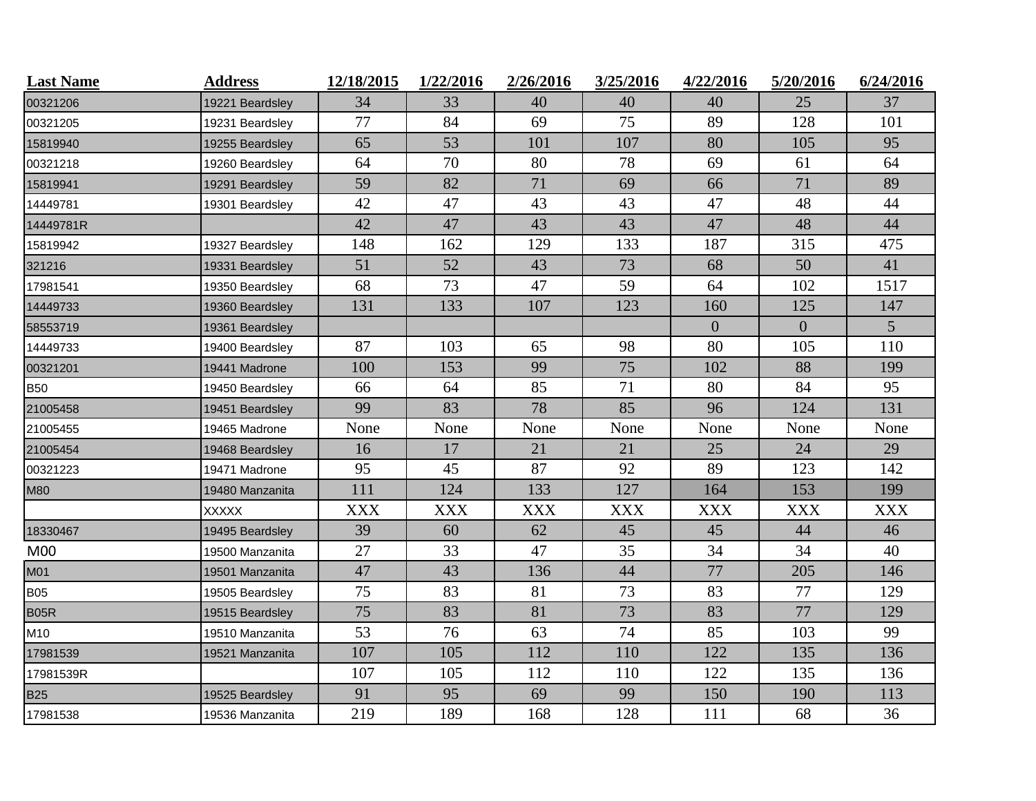| Last Name | Address | 12/18/2015 | 1/22/2016 | 2/26/2016 | 3/25/2016 | 4/22/2016 | 5/20/2016 | 6/24/2016 |
|---|---|---|---|---|---|---|---|---|
| 00321206 | 19221 Beardsley | 34 | 33 | 40 | 40 | 40 | 25 | 37 |
| 00321205 | 19231 Beardsley | 77 | 84 | 69 | 75 | 89 | 128 | 101 |
| 15819940 | 19255 Beardsley | 65 | 53 | 101 | 107 | 80 | 105 | 95 |
| 00321218 | 19260 Beardsley | 64 | 70 | 80 | 78 | 69 | 61 | 64 |
| 15819941 | 19291 Beardsley | 59 | 82 | 71 | 69 | 66 | 71 | 89 |
| 14449781 | 19301 Beardsley | 42 | 47 | 43 | 43 | 47 | 48 | 44 |
| 14449781R | | 42 | 47 | 43 | 43 | 47 | 48 | 44 |
| 15819942 | 19327 Beardsley | 148 | 162 | 129 | 133 | 187 | 315 | 475 |
| 321216 | 19331 Beardsley | 51 | 52 | 43 | 73 | 68 | 50 | 41 |
| 17981541 | 19350 Beardsley | 68 | 73 | 47 | 59 | 64 | 102 | 1517 |
| 14449733 | 19360 Beardsley | 131 | 133 | 107 | 123 | 160 | 125 | 147 |
| 58553719 | 19361 Beardsley | | | | | 0 | 0 | 5 |
| 14449733 | 19400 Beardsley | 87 | 103 | 65 | 98 | 80 | 105 | 110 |
| 00321201 | 19441 Madrone | 100 | 153 | 99 | 75 | 102 | 88 | 199 |
| B50 | 19450 Beardsley | 66 | 64 | 85 | 71 | 80 | 84 | 95 |
| 21005458 | 19451 Beardsley | 99 | 83 | 78 | 85 | 96 | 124 | 131 |
| 21005455 | 19465 Madrone | None | None | None | None | None | None | None |
| 21005454 | 19468 Beardsley | 16 | 17 | 21 | 21 | 25 | 24 | 29 |
| 00321223 | 19471 Madrone | 95 | 45 | 87 | 92 | 89 | 123 | 142 |
| M80 | 19480 Manzanita | 111 | 124 | 133 | 127 | 164 | 153 | 199 |
| | XXXXX | XXX | XXX | XXX | XXX | XXX | XXX | XXX |
| 18330467 | 19495 Beardsley | 39 | 60 | 62 | 45 | 45 | 44 | 46 |
| M00 | 19500 Manzanita | 27 | 33 | 47 | 35 | 34 | 34 | 40 |
| M01 | 19501 Manzanita | 47 | 43 | 136 | 44 | 77 | 205 | 146 |
| B05 | 19505 Beardsley | 75 | 83 | 81 | 73 | 83 | 77 | 129 |
| B05R | 19515 Beardsley | 75 | 83 | 81 | 73 | 83 | 77 | 129 |
| M10 | 19510 Manzanita | 53 | 76 | 63 | 74 | 85 | 103 | 99 |
| 17981539 | 19521 Manzanita | 107 | 105 | 112 | 110 | 122 | 135 | 136 |
| 17981539R | | 107 | 105 | 112 | 110 | 122 | 135 | 136 |
| B25 | 19525 Beardsley | 91 | 95 | 69 | 99 | 150 | 190 | 113 |
| 17981538 | 19536 Manzanita | 219 | 189 | 168 | 128 | 111 | 68 | 36 |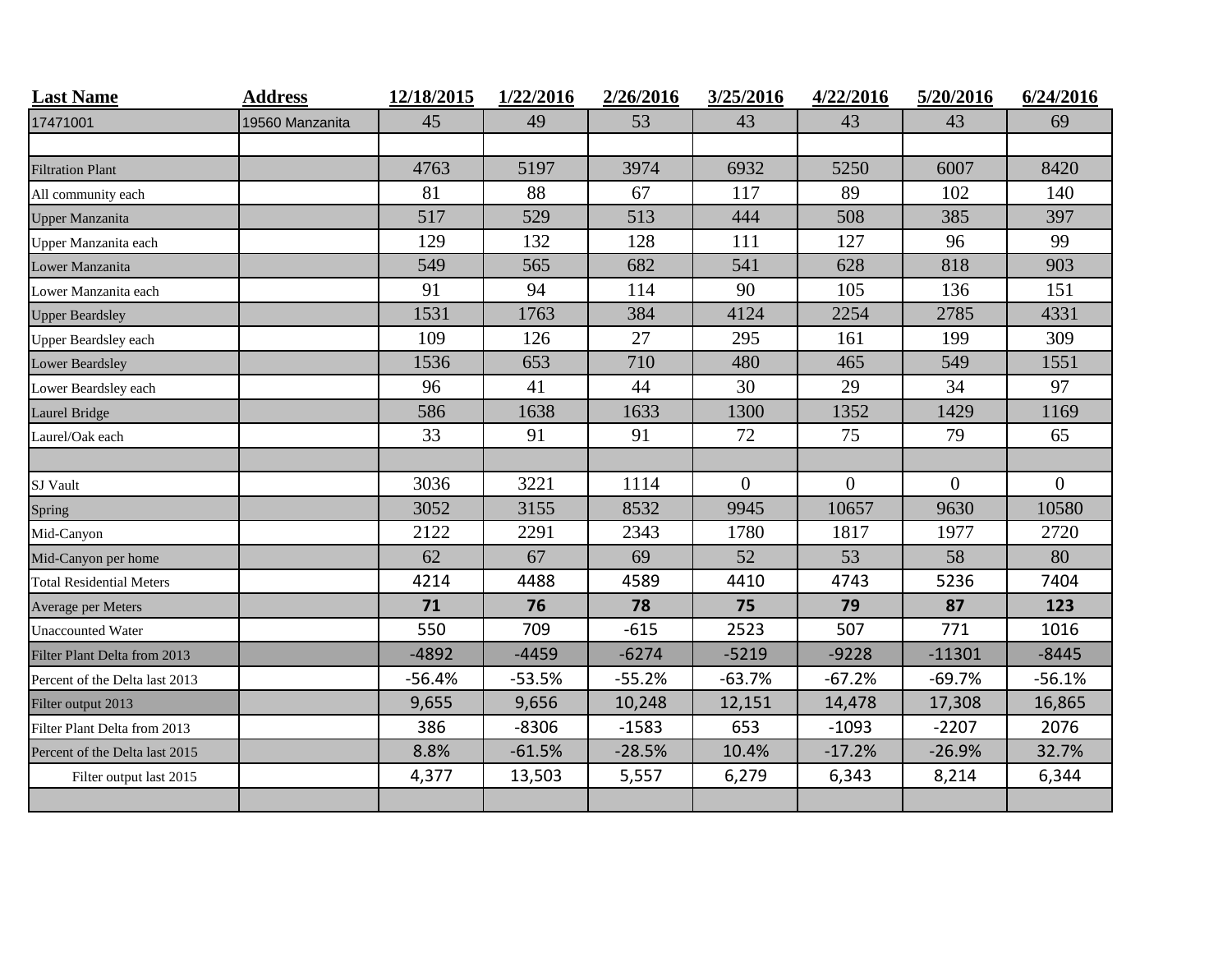| Last Name | Address | 12/18/2015 | 1/22/2016 | 2/26/2016 | 3/25/2016 | 4/22/2016 | 5/20/2016 | 6/24/2016 |
|---|---|---|---|---|---|---|---|---|
| 17471001 | 19560 Manzanita | 45 | 49 | 53 | 43 | 43 | 43 | 69 |
| | | | | | | | | |
| Filtration Plant | | 4763 | 5197 | 3974 | 6932 | 5250 | 6007 | 8420 |
| All community each | | 81 | 88 | 67 | 117 | 89 | 102 | 140 |
| Upper Manzanita | | 517 | 529 | 513 | 444 | 508 | 385 | 397 |
| Upper Manzanita each | | 129 | 132 | 128 | 111 | 127 | 96 | 99 |
| Lower Manzanita | | 549 | 565 | 682 | 541 | 628 | 818 | 903 |
| Lower Manzanita each | | 91 | 94 | 114 | 90 | 105 | 136 | 151 |
| Upper Beardsley | | 1531 | 1763 | 384 | 4124 | 2254 | 2785 | 4331 |
| Upper Beardsley each | | 109 | 126 | 27 | 295 | 161 | 199 | 309 |
| Lower Beardsley | | 1536 | 653 | 710 | 480 | 465 | 549 | 1551 |
| Lower Beardsley each | | 96 | 41 | 44 | 30 | 29 | 34 | 97 |
| Laurel Bridge | | 586 | 1638 | 1633 | 1300 | 1352 | 1429 | 1169 |
| Laurel/Oak each | | 33 | 91 | 91 | 72 | 75 | 79 | 65 |
| | | | | | | | | |
| SJ Vault | | 3036 | 3221 | 1114 | 0 | 0 | 0 | 0 |
| Spring | | 3052 | 3155 | 8532 | 9945 | 10657 | 9630 | 10580 |
| Mid-Canyon | | 2122 | 2291 | 2343 | 1780 | 1817 | 1977 | 2720 |
| Mid-Canyon per home | | 62 | 67 | 69 | 52 | 53 | 58 | 80 |
| Total Residential Meters | | 4214 | 4488 | 4589 | 4410 | 4743 | 5236 | 7404 |
| Average per Meters | | **71** | **76** | **78** | **75** | **79** | **87** | **123** |
| Unaccounted Water | | 550 | 709 | -615 | 2523 | 507 | 771 | 1016 |
| Filter Plant Delta from 2013 | | -4892 | -4459 | -6274 | -5219 | -9228 | -11301 | -8445 |
| Percent of the Delta last 2013 | | -56.4% | -53.5% | -55.2% | -63.7% | -67.2% | -69.7% | -56.1% |
| Filter output 2013 | | 9,655 | 9,656 | 10,248 | 12,151 | 14,478 | 17,308 | 16,865 |
| Filter Plant Delta from 2013 | | 386 | -8306 | -1583 | 653 | -1093 | -2207 | 2076 |
| Percent of the Delta last 2015 | | 8.8% | -61.5% | -28.5% | 10.4% | -17.2% | -26.9% | 32.7% |
| Filter output last 2015 | | 4,377 | 13,503 | 5,557 | 6,279 | 6,343 | 8,214 | 6,344 |
| | | | | | | | | |